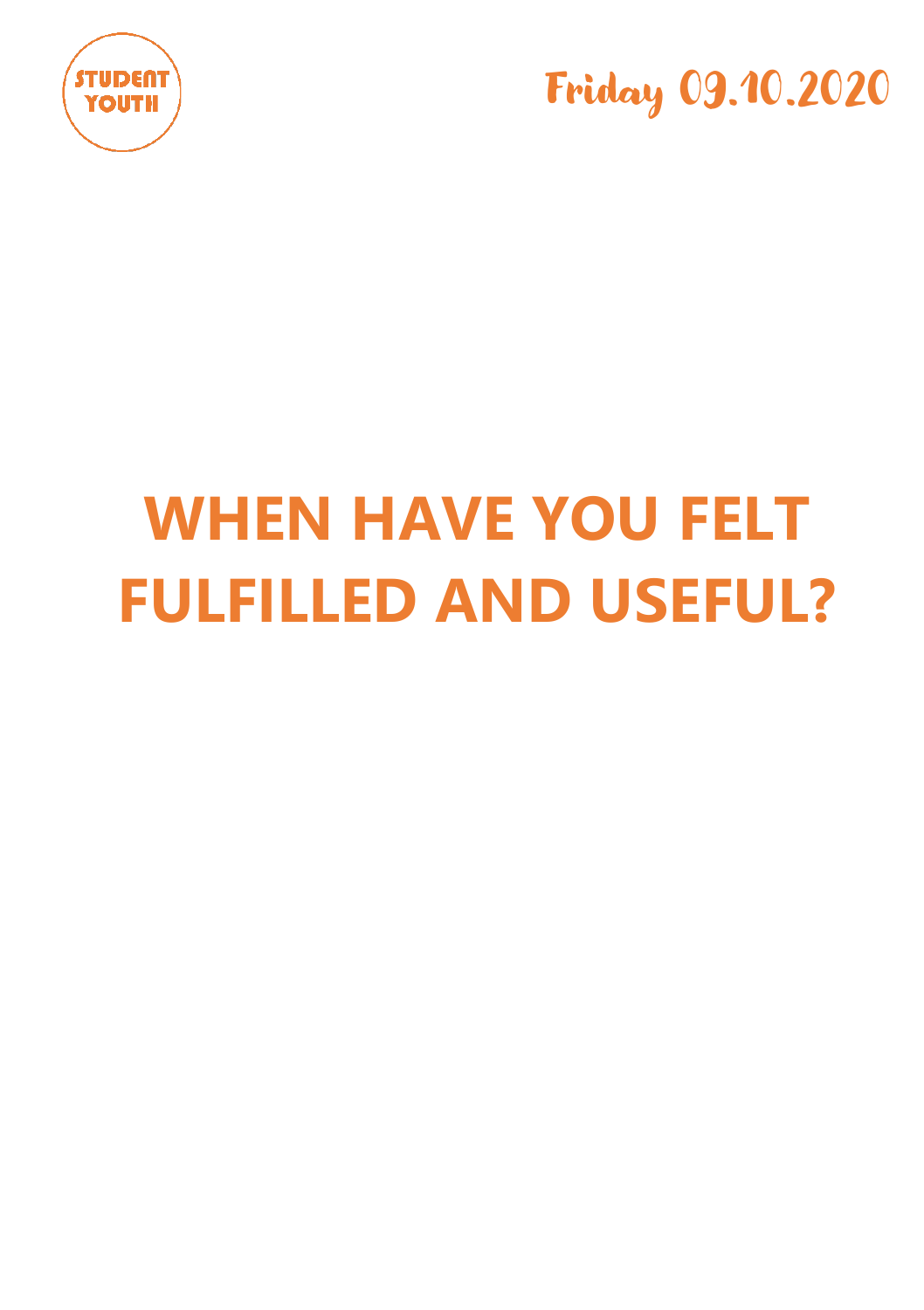STUDENT YOUTH

Friday 09.10.2020

# WHEN HAVE YOU FELT FULFILLED AND USEFUL?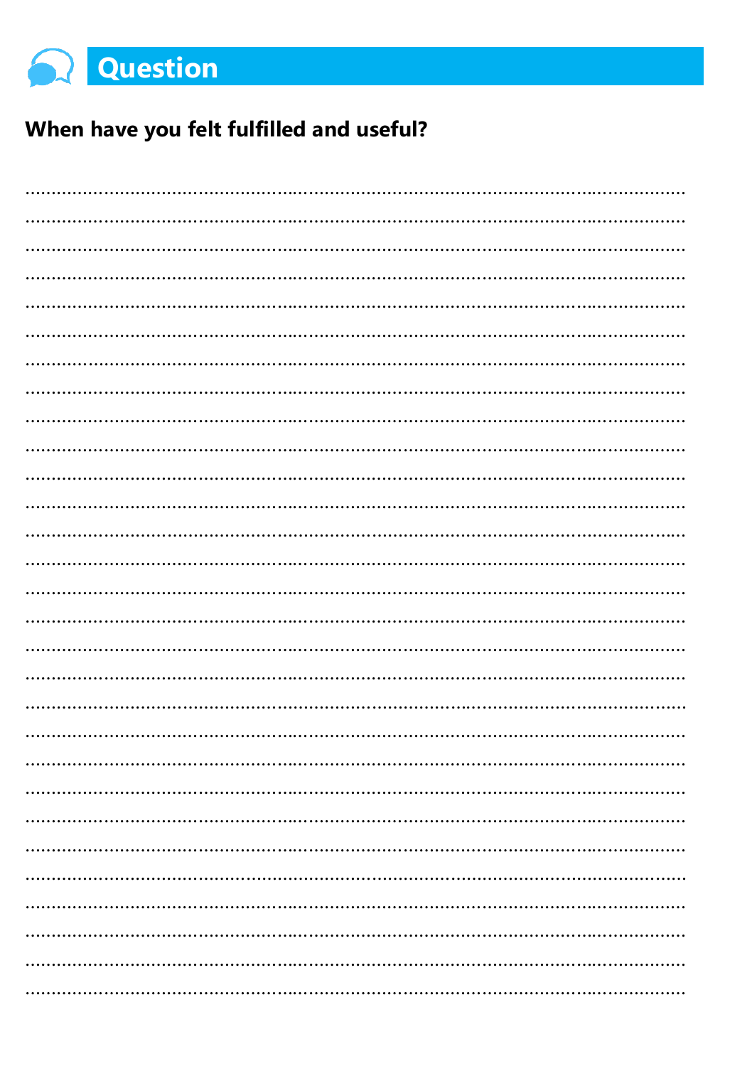## Question

**When have you felt fulfilled and useful?**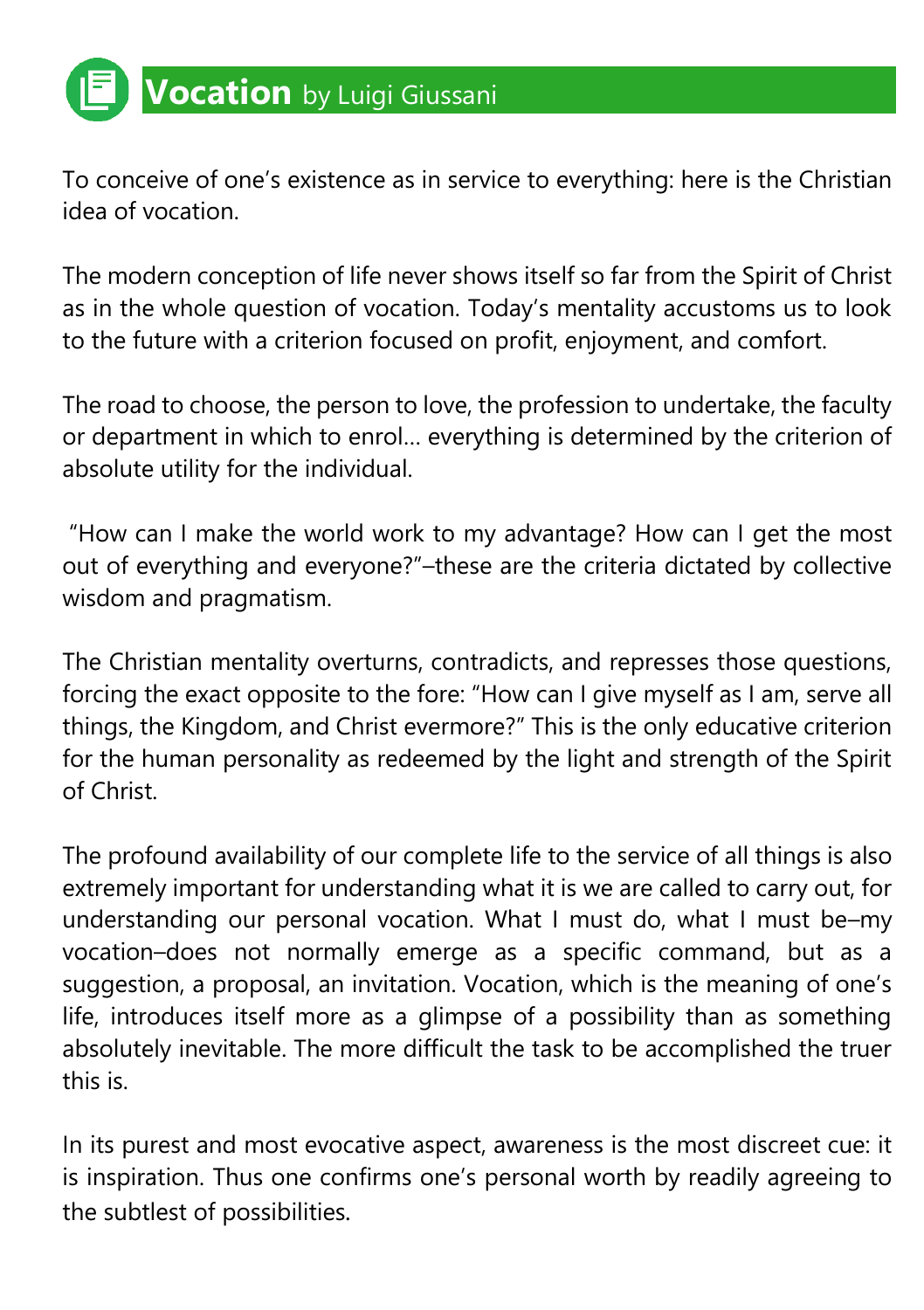# **Vocation** by Luigi Giussani

To conceive of one's existence as in service to everything: here is the Christian idea of vocation.

The modern conception of life never shows itself so far from the Spirit of Christ as in the whole question of vocation. Today's mentality accustoms us to look to the future with a criterion focused on profit, enjoyment, and comfort.

The road to choose, the person to love, the profession to undertake, the faculty or department in which to enrol… everything is determined by the criterion of absolute utility for the individual.

"How can I make the world work to my advantage? How can I get the most out of everything and everyone?"–these are the criteria dictated by collective wisdom and pragmatism.

The Christian mentality overturns, contradicts, and represses those questions, forcing the exact opposite to the fore: "How can I give myself as I am, serve all things, the Kingdom, and Christ evermore?" This is the only educative criterion for the human personality as redeemed by the light and strength of the Spirit of Christ.

The profound availability of our complete life to the service of all things is also extremely important for understanding what it is we are called to carry out, for understanding our personal vocation. What I must do, what I must be–my vocation–does not normally emerge as a specific command, but as a suggestion, a proposal, an invitation. Vocation, which is the meaning of one's life, introduces itself more as a glimpse of a possibility than as something absolutely inevitable. The more difficult the task to be accomplished the truer this is.

In its purest and most evocative aspect, awareness is the most discreet cue: it is inspiration. Thus one confirms one's personal worth by readily agreeing to the subtlest of possibilities.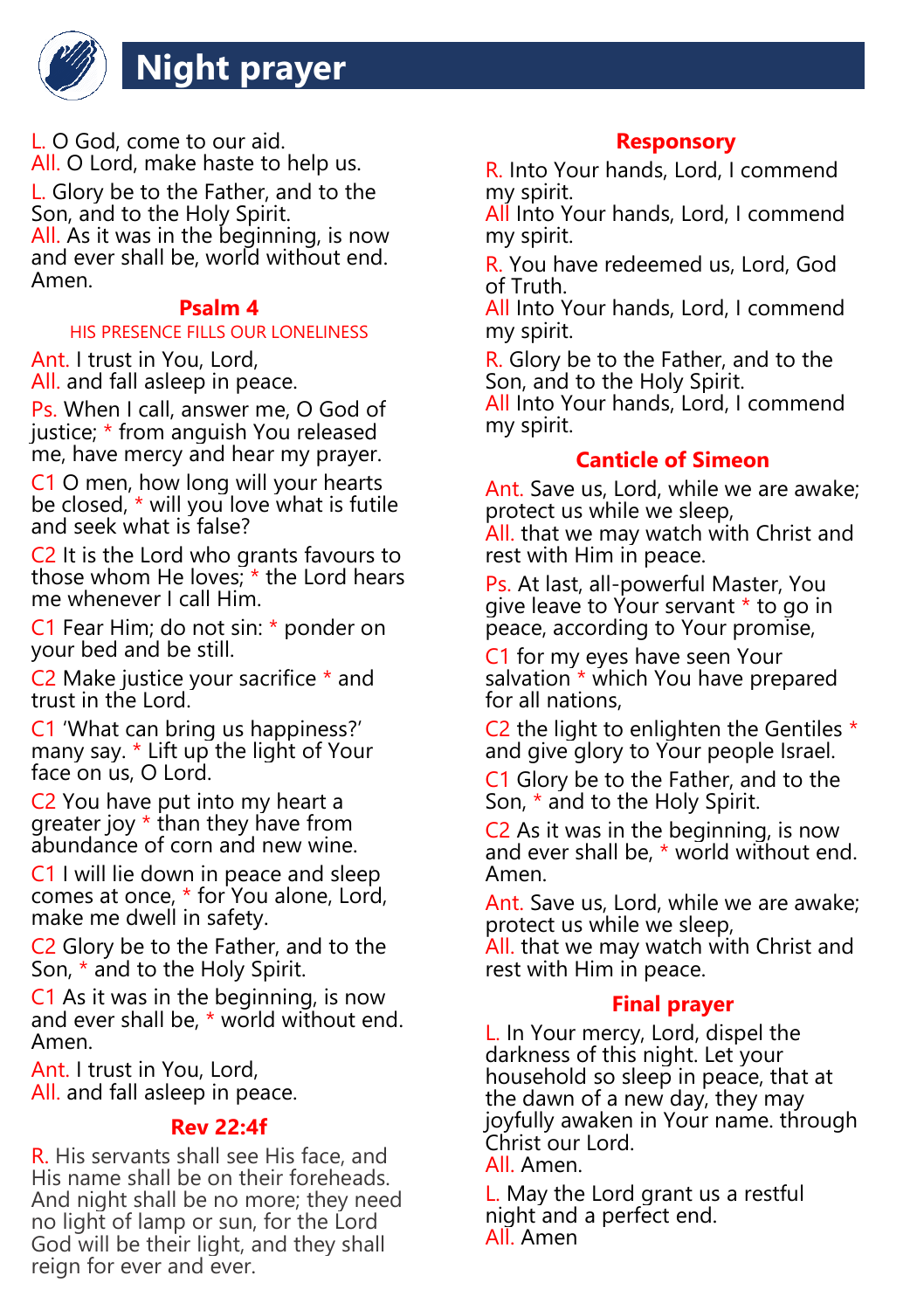# Night prayer

L. O God, come to our aid.
All. O Lord, make haste to help us.

L. Glory be to the Father, and to the Son, and to the Holy Spirit.
All. As it was in the beginning, is now and ever shall be, world without end. Amen.

## Psalm 4

HIS PRESENCE FILLS OUR LONELINESS

Ant. I trust in You, Lord,
All. and fall asleep in peace.

Ps. When I call, answer me, O God of justice; * from anguish You released me, have mercy and hear my prayer.

C1 O men, how long will your hearts be closed, * will you love what is futile and seek what is false?

C2 It is the Lord who grants favours to those whom He loves; * the Lord hears me whenever I call Him.

C1 Fear Him; do not sin: * ponder on your bed and be still.

C2 Make justice your sacrifice * and trust in the Lord.

C1 'What can bring us happiness?' many say. * Lift up the light of Your face on us, O Lord.

C2 You have put into my heart a greater joy * than they have from abundance of corn and new wine.

C1 I will lie down in peace and sleep comes at once, * for You alone, Lord, make me dwell in safety.

C2 Glory be to the Father, and to the Son, * and to the Holy Spirit.

C1 As it was in the beginning, is now and ever shall be, * world without end. Amen.

Ant. I trust in You, Lord,
All. and fall asleep in peace.

## Rev 22:4f

R. His servants shall see His face, and His name shall be on their foreheads. And night shall be no more; they need no light of lamp or sun, for the Lord God will be their light, and they shall reign for ever and ever.

## Responsory

R. Into Your hands, Lord, I commend my spirit.
All Into Your hands, Lord, I commend my spirit.

R. You have redeemed us, Lord, God of Truth.
All Into Your hands, Lord, I commend my spirit.

R. Glory be to the Father, and to the Son, and to the Holy Spirit.
All Into Your hands, Lord, I commend my spirit.

## Canticle of Simeon

Ant. Save us, Lord, while we are awake; protect us while we sleep,
All. that we may watch with Christ and rest with Him in peace.

Ps. At last, all-powerful Master, You give leave to Your servant * to go in peace, according to Your promise,

C1 for my eyes have seen Your salvation * which You have prepared for all nations,

C2 the light to enlighten the Gentiles * and give glory to Your people Israel.

C1 Glory be to the Father, and to the Son, * and to the Holy Spirit.

C2 As it was in the beginning, is now and ever shall be, * world without end. Amen.

Ant. Save us, Lord, while we are awake; protect us while we sleep,
All. that we may watch with Christ and rest with Him in peace.

## Final prayer

L. In Your mercy, Lord, dispel the darkness of this night. Let your household so sleep in peace, that at the dawn of a new day, they may joyfully awaken in Your name. through Christ our Lord.
All. Amen.

L. May the Lord grant us a restful night and a perfect end.
All. Amen